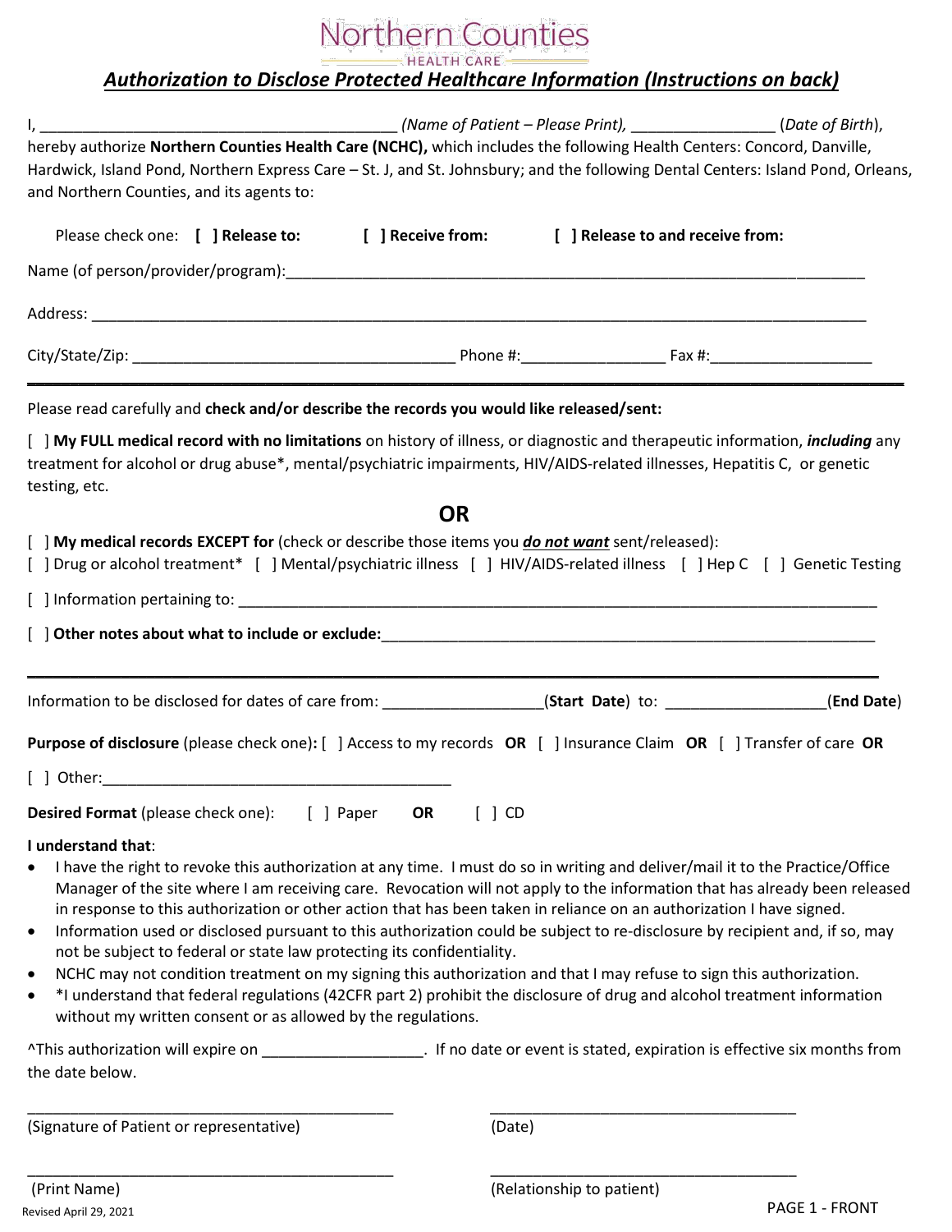Northern Counties

HEALTH CARE

## *Authorization to Disclose Protected Healthcare Information (Instructions on back)*

I, _________________________________________ *(Name of Patient – Please Print),* ________________ (*Date of Birth*), hereby authorize **Northern Counties Health Care (NCHC),** which includes the following Health Centers: Concord, Danville, Hardwick, Island Pond, Northern Express Care – St. J, and St. Johnsbury; and the following Dental Centers: Island Pond, Orleans, and Northern Counties, and its agents to:

Please check one: **[ ] Release to:** **[ ] Receive from:** **[ ] Release to and receive from:**

Name (of person/provider/program):_________________________________________________________________

Address: _______________________________________________________________________________________

City/State/Zip: _____________________________________ Phone #:________________ Fax #:__________________

---

Please read carefully and **check and/or describe the records you would like released/sent:**

[ ] **My FULL medical record with no limitations** on history of illness, or diagnostic and therapeutic information, ***including*** any treatment for alcohol or drug abuse*, mental/psychiatric impairments, HIV/AIDS-related illnesses, Hepatitis C, or genetic testing, etc.

**OR**

[ ] **My medical records EXCEPT for** (check or describe those items you ***do not want*** sent/released):

[ ] Drug or alcohol treatment* [ ] Mental/psychiatric illness [ ] HIV/AIDS-related illness [ ] Hep C [ ] Genetic Testing

[ ] Information pertaining to: ____________________________________________________________________________

[ ] **Other notes about what to include or exclude:**_________________________________________________________

---

Information to be disclosed for dates of care from: __________________(**Start Date**) to: __________________(**End Date**)

**Purpose of disclosure** (please check one)**:** [ ] Access to my records **OR** [ ] Insurance Claim **OR** [ ] Transfer of care **OR**

[ ] Other:___________________________________________

**Desired Format** (please check one): [ ] Paper **OR** [ ] CD

**I understand that**:

- I have the right to revoke this authorization at any time. I must do so in writing and deliver/mail it to the Practice/Office Manager of the site where I am receiving care. Revocation will not apply to the information that has already been released in response to this authorization or other action that has been taken in reliance on an authorization I have signed.
- Information used or disclosed pursuant to this authorization could be subject to re-disclosure by recipient and, if so, may not be subject to federal or state law protecting its confidentiality.
- NCHC may not condition treatment on my signing this authorization and that I may refuse to sign this authorization.
- *I understand that federal regulations (42CFR part 2) prohibit the disclosure of drug and alcohol treatment information without my written consent or as allowed by the regulations.

^This authorization will expire on __________________. If no date or event is stated, expiration is effective six months from the date below.

_____________________________________________ _____________________________________

(Signature of Patient or representative) (Date)

_____________________________________________ _____________________________________

(Print Name) (Relationship to patient)

Revised April 29, 2021

PAGE 1 - FRONT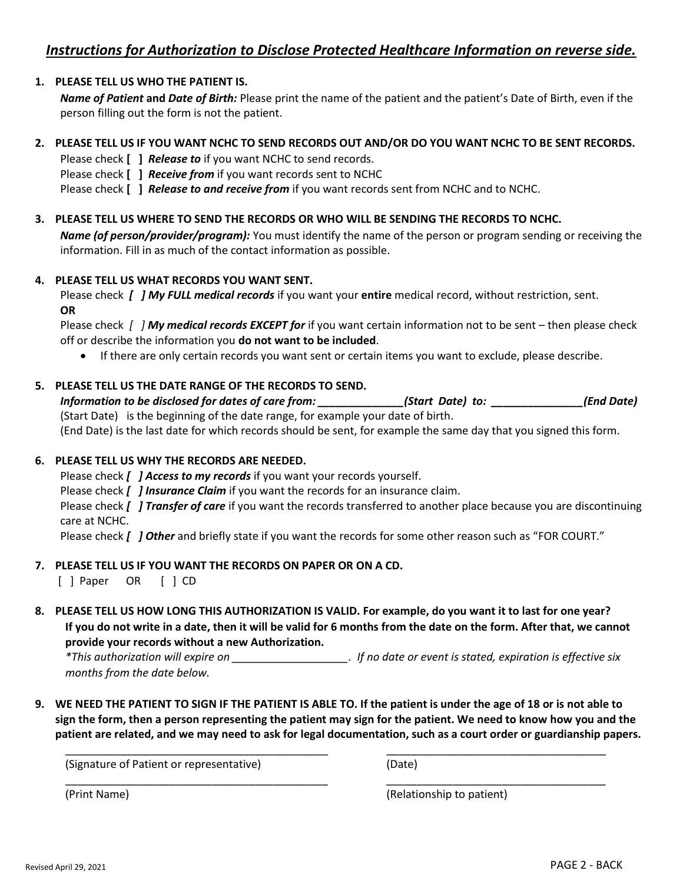## ***Instructions for Authorization to Disclose Protected Healthcare Information on reverse side.***

**1. PLEASE TELL US WHO THE PATIENT IS.**

***Name of Patient*** **and** ***Date of Birth:*** Please print the name of the patient and the patient's Date of Birth, even if the person filling out the form is not the patient.

**2. PLEASE TELL US IF YOU WANT NCHC TO SEND RECORDS OUT AND/OR DO YOU WANT NCHC TO BE SENT RECORDS.**

Please check **[ ]** ***Release to*** if you want NCHC to send records.
Please check **[ ]** ***Receive from*** if you want records sent to NCHC
Please check **[ ]** ***Release to and receive from*** if you want records sent from NCHC and to NCHC.

**3. PLEASE TELL US WHERE TO SEND THE RECORDS OR WHO WILL BE SENDING THE RECORDS TO NCHC.**

***Name (of person/provider/program):*** You must identify the name of the person or program sending or receiving the information. Fill in as much of the contact information as possible.

**4. PLEASE TELL US WHAT RECORDS YOU WANT SENT.**

Please check *[ ]* ***My FULL medical records*** if you want your **entire** medical record, without restriction, sent.
**OR**
Please check *[ ]* ***My medical records EXCEPT for*** if you want certain information not to be sent – then please check off or describe the information you **do not want to be included**.

- If there are only certain records you want sent or certain items you want to exclude, please describe.

**5. PLEASE TELL US THE DATE RANGE OF THE RECORDS TO SEND.**

***Information to be disclosed for dates of care from: ______________(Start Date) to: _______________(End Date)***
(Start Date) is the beginning of the date range, for example your date of birth.
(End Date) is the last date for which records should be sent, for example the same day that you signed this form.

**6. PLEASE TELL US WHY THE RECORDS ARE NEEDED.**

Please check ***[ ] Access to my records*** if you want your records yourself.
Please check ***[ ] Insurance Claim*** if you want the records for an insurance claim.
Please check ***[ ] Transfer of care*** if you want the records transferred to another place because you are discontinuing care at NCHC.
Please check ***[ ] Other*** and briefly state if you want the records for some other reason such as "FOR COURT."

**7. PLEASE TELL US IF YOU WANT THE RECORDS ON PAPER OR ON A CD.**

[ ] Paper OR [ ] CD

**8. PLEASE TELL US HOW LONG THIS AUTHORIZATION IS VALID. For example, do you want it to last for one year? If you do not write in a date, then it will be valid for 6 months from the date on the form. After that, we cannot provide your records without a new Authorization.**

*\*This authorization will expire on ___________________. If no date or event is stated, expiration is effective six months from the date below.*

**9. WE NEED THE PATIENT TO SIGN IF THE PATIENT IS ABLE TO. If the patient is under the age of 18 or is not able to sign the form, then a person representing the patient may sign for the patient. We need to know how you and the patient are related, and we may need to ask for legal documentation, such as a court order or guardianship papers.**

_____________________________________________ _____________________________________
(Signature of Patient or representative) (Date)

_____________________________________________ _____________________________________
(Print Name) (Relationship to patient)

Revised April 29, 2021

PAGE 2 - BACK